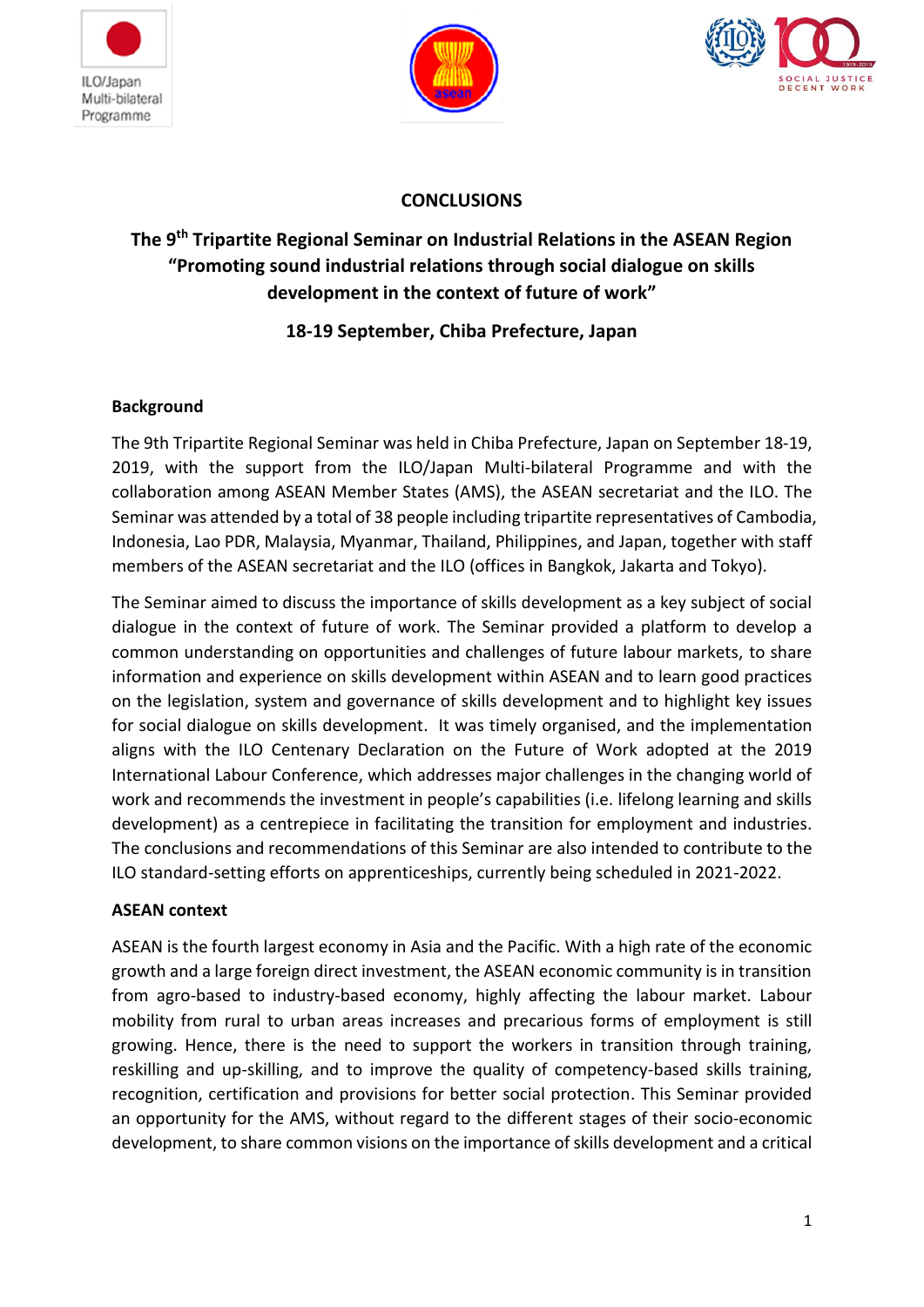# CONCLUSIONS

## The 9th Tripartite Regional Seminar on Industrial Relations in the ASEAN Region "Promoting sound industrial relations through social dialogue on skills development in the context of future of work"

**18-19 September, Chiba Prefecture, Japan**

### Background

The 9th Tripartite Regional Seminar was held in Chiba Prefecture, Japan on September 18-19, 2019, with the support from the ILO/Japan Multi-bilateral Programme and with the collaboration among ASEAN Member States (AMS), the ASEAN secretariat and the ILO. The Seminar was attended by a total of 38 people including tripartite representatives of Cambodia, Indonesia, Lao PDR, Malaysia, Myanmar, Thailand, Philippines, and Japan, together with staff members of the ASEAN secretariat and the ILO (offices in Bangkok, Jakarta and Tokyo).

The Seminar aimed to discuss the importance of skills development as a key subject of social dialogue in the context of future of work. The Seminar provided a platform to develop a common understanding on opportunities and challenges of future labour markets, to share information and experience on skills development within ASEAN and to learn good practices on the legislation, system and governance of skills development and to highlight key issues for social dialogue on skills development. It was timely organised, and the implementation aligns with the ILO Centenary Declaration on the Future of Work adopted at the 2019 International Labour Conference, which addresses major challenges in the changing world of work and recommends the investment in people's capabilities (i.e. lifelong learning and skills development) as a centrepiece in facilitating the transition for employment and industries. The conclusions and recommendations of this Seminar are also intended to contribute to the ILO standard-setting efforts on apprenticeships, currently being scheduled in 2021-2022.

### ASEAN context

ASEAN is the fourth largest economy in Asia and the Pacific. With a high rate of the economic growth and a large foreign direct investment, the ASEAN economic community is in transition from agro-based to industry-based economy, highly affecting the labour market. Labour mobility from rural to urban areas increases and precarious forms of employment is still growing. Hence, there is the need to support the workers in transition through training, reskilling and up-skilling, and to improve the quality of competency-based skills training, recognition, certification and provisions for better social protection. This Seminar provided an opportunity for the AMS, without regard to the different stages of their socio-economic development, to share common visions on the importance of skills development and a critical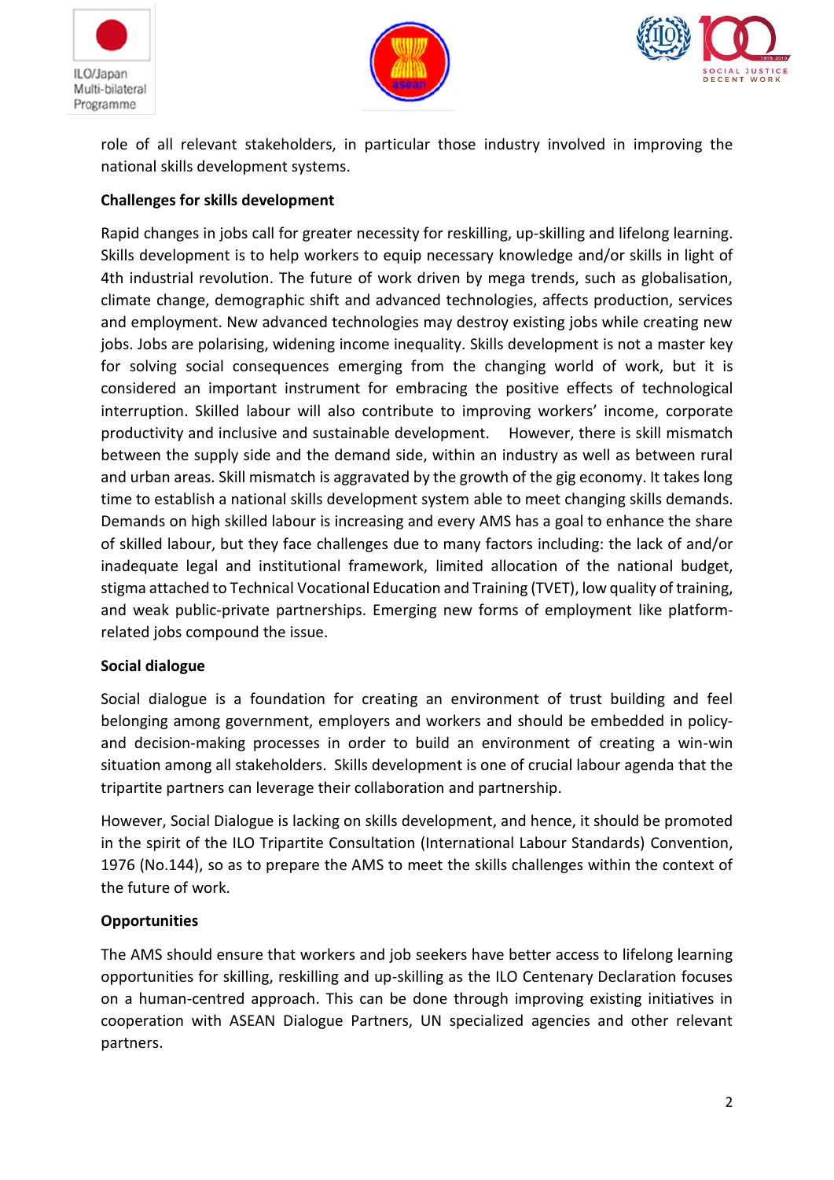role of all relevant stakeholders, in particular those industry involved in improving the national skills development systems.

**Challenges for skills development**

Rapid changes in jobs call for greater necessity for reskilling, up-skilling and lifelong learning. Skills development is to help workers to equip necessary knowledge and/or skills in light of 4th industrial revolution. The future of work driven by mega trends, such as globalisation, climate change, demographic shift and advanced technologies, affects production, services and employment. New advanced technologies may destroy existing jobs while creating new jobs. Jobs are polarising, widening income inequality. Skills development is not a master key for solving social consequences emerging from the changing world of work, but it is considered an important instrument for embracing the positive effects of technological interruption. Skilled labour will also contribute to improving workers' income, corporate productivity and inclusive and sustainable development. However, there is skill mismatch between the supply side and the demand side, within an industry as well as between rural and urban areas. Skill mismatch is aggravated by the growth of the gig economy. It takes long time to establish a national skills development system able to meet changing skills demands. Demands on high skilled labour is increasing and every AMS has a goal to enhance the share of skilled labour, but they face challenges due to many factors including: the lack of and/or inadequate legal and institutional framework, limited allocation of the national budget, stigma attached to Technical Vocational Education and Training (TVET), low quality of training, and weak public-private partnerships. Emerging new forms of employment like platform-related jobs compound the issue.

**Social dialogue**

Social dialogue is a foundation for creating an environment of trust building and feel belonging among government, employers and workers and should be embedded in policy- and decision-making processes in order to build an environment of creating a win-win situation among all stakeholders. Skills development is one of crucial labour agenda that the tripartite partners can leverage their collaboration and partnership.

However, Social Dialogue is lacking on skills development, and hence, it should be promoted in the spirit of the ILO Tripartite Consultation (International Labour Standards) Convention, 1976 (No.144), so as to prepare the AMS to meet the skills challenges within the context of the future of work.

**Opportunities**

The AMS should ensure that workers and job seekers have better access to lifelong learning opportunities for skilling, reskilling and up-skilling as the ILO Centenary Declaration focuses on a human-centred approach. This can be done through improving existing initiatives in cooperation with ASEAN Dialogue Partners, UN specialized agencies and other relevant partners.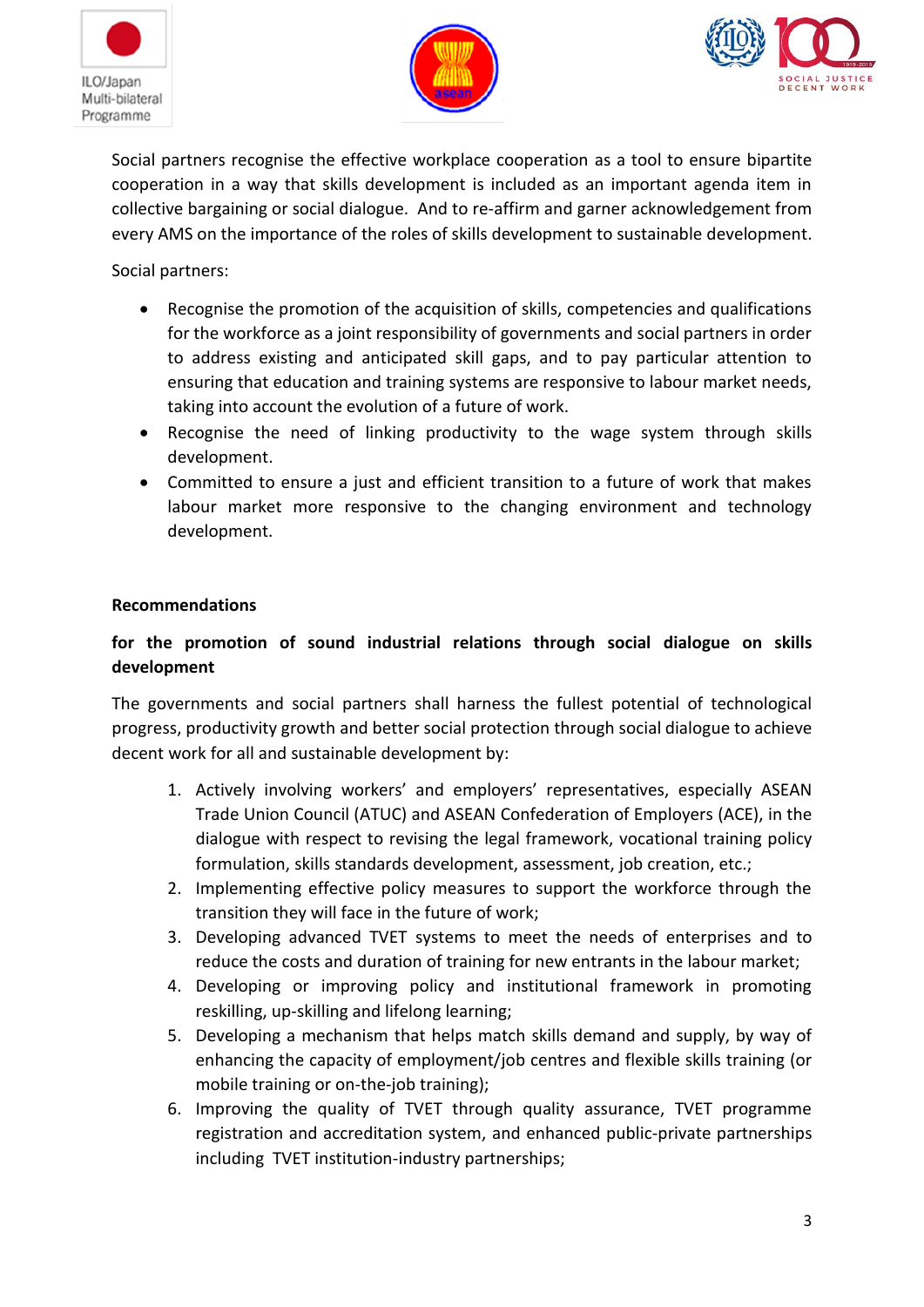Social partners recognise the effective workplace cooperation as a tool to ensure bipartite cooperation in a way that skills development is included as an important agenda item in collective bargaining or social dialogue. And to re-affirm and garner acknowledgement from every AMS on the importance of the roles of skills development to sustainable development.

Social partners:

- Recognise the promotion of the acquisition of skills, competencies and qualifications for the workforce as a joint responsibility of governments and social partners in order to address existing and anticipated skill gaps, and to pay particular attention to ensuring that education and training systems are responsive to labour market needs, taking into account the evolution of a future of work.
- Recognise the need of linking productivity to the wage system through skills development.
- Committed to ensure a just and efficient transition to a future of work that makes labour market more responsive to the changing environment and technology development.

**Recommendations**

**for the promotion of sound industrial relations through social dialogue on skills development**

The governments and social partners shall harness the fullest potential of technological progress, productivity growth and better social protection through social dialogue to achieve decent work for all and sustainable development by:

1. Actively involving workers' and employers' representatives, especially ASEAN Trade Union Council (ATUC) and ASEAN Confederation of Employers (ACE), in the dialogue with respect to revising the legal framework, vocational training policy formulation, skills standards development, assessment, job creation, etc.;
2. Implementing effective policy measures to support the workforce through the transition they will face in the future of work;
3. Developing advanced TVET systems to meet the needs of enterprises and to reduce the costs and duration of training for new entrants in the labour market;
4. Developing or improving policy and institutional framework in promoting reskilling, up-skilling and lifelong learning;
5. Developing a mechanism that helps match skills demand and supply, by way of enhancing the capacity of employment/job centres and flexible skills training (or mobile training or on-the-job training);
6. Improving the quality of TVET through quality assurance, TVET programme registration and accreditation system, and enhanced public-private partnerships including TVET institution-industry partnerships;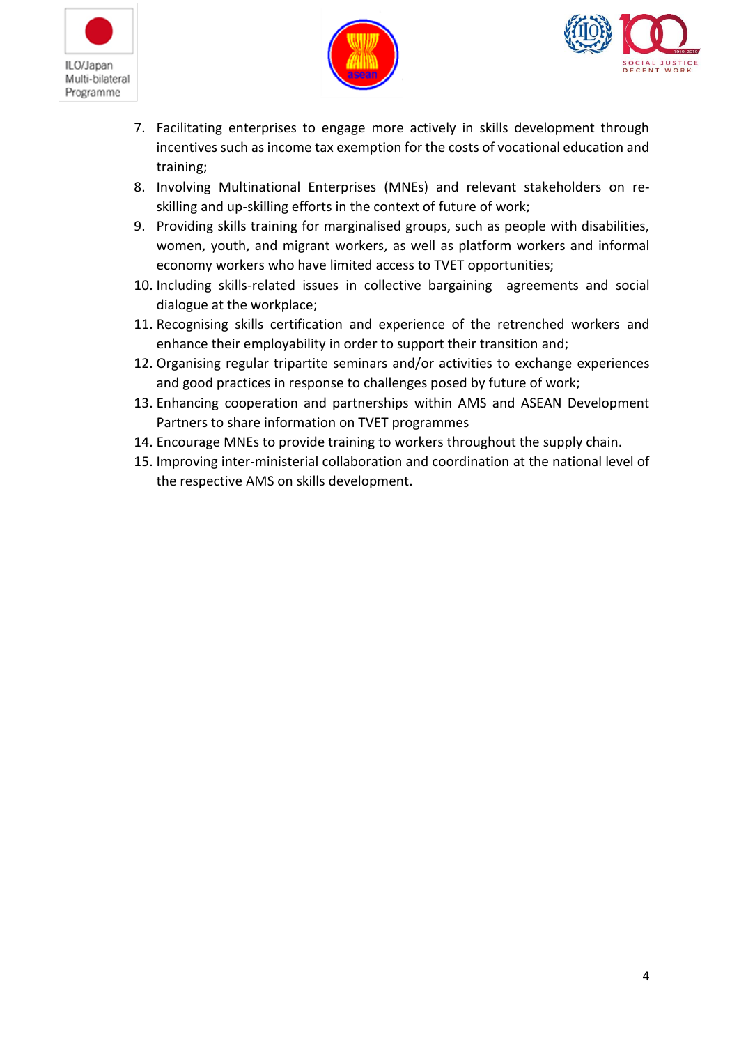7. Facilitating enterprises to engage more actively in skills development through incentives such as income tax exemption for the costs of vocational education and training;
8. Involving Multinational Enterprises (MNEs) and relevant stakeholders on re-skilling and up-skilling efforts in the context of future of work;
9. Providing skills training for marginalised groups, such as people with disabilities, women, youth, and migrant workers, as well as platform workers and informal economy workers who have limited access to TVET opportunities;
10. Including skills-related issues in collective bargaining agreements and social dialogue at the workplace;
11. Recognising skills certification and experience of the retrenched workers and enhance their employability in order to support their transition and;
12. Organising regular tripartite seminars and/or activities to exchange experiences and good practices in response to challenges posed by future of work;
13. Enhancing cooperation and partnerships within AMS and ASEAN Development Partners to share information on TVET programmes
14. Encourage MNEs to provide training to workers throughout the supply chain.
15. Improving inter-ministerial collaboration and coordination at the national level of the respective AMS on skills development.